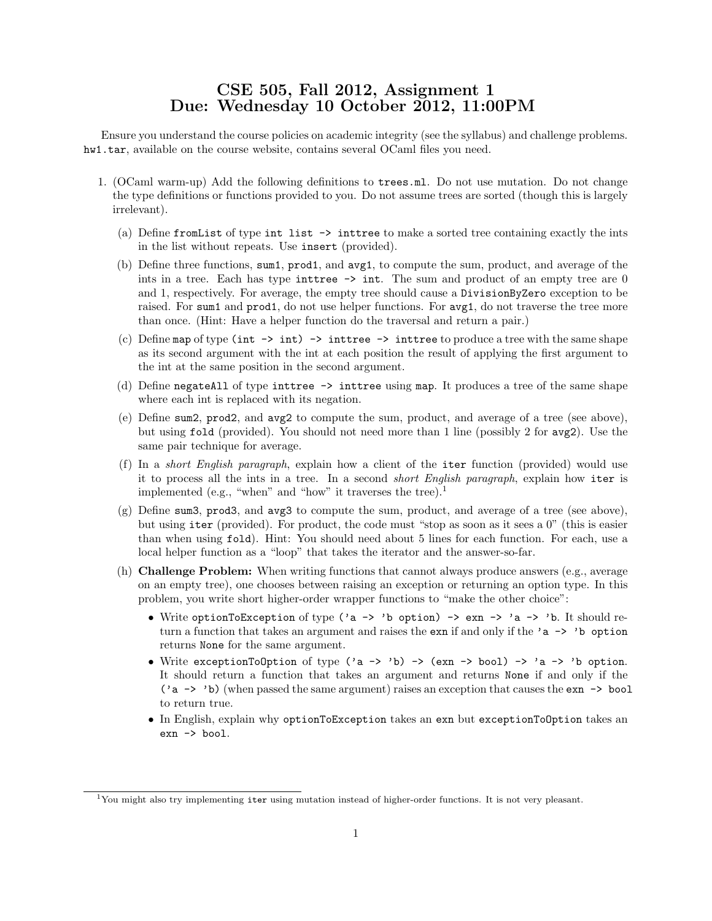# CSE 505, Fall 2012, Assignment 1
# Due: Wednesday 10 October 2012, 11:00PM

Ensure you understand the course policies on academic integrity (see the syllabus) and challenge problems. `hw1.tar`, available on the course website, contains several OCaml files you need.

1. (OCaml warm-up) Add the following definitions to `trees.ml`. Do not use mutation. Do not change the type definitions or functions provided to you. Do not assume trees are sorted (though this is largely irrelevant).

   (a) Define `fromList` of type `int list -> inttree` to make a sorted tree containing exactly the ints in the list without repeats. Use `insert` (provided).

   (b) Define three functions, `sum1`, `prod1`, and `avg1`, to compute the sum, product, and average of the ints in a tree. Each has type `inttree -> int`. The sum and product of an empty tree are 0 and 1, respectively. For average, the empty tree should cause a `DivisionByZero` exception to be raised. For `sum1` and `prod1`, do not use helper functions. For `avg1`, do not traverse the tree more than once. (Hint: Have a helper function do the traversal and return a pair.)

   (c) Define `map` of type `(int -> int) -> inttree -> inttree` to produce a tree with the same shape as its second argument with the int at each position the result of applying the first argument to the int at the same position in the second argument.

   (d) Define `negateAll` of type `inttree -> inttree` using `map`. It produces a tree of the same shape where each int is replaced with its negation.

   (e) Define `sum2`, `prod2`, and `avg2` to compute the sum, product, and average of a tree (see above), but using `fold` (provided). You should not need more than 1 line (possibly 2 for `avg2`). Use the same pair technique for average.

   (f) In a *short English paragraph*, explain how a client of the `iter` function (provided) would use it to process all the ints in a tree. In a second *short English paragraph*, explain how `iter` is implemented (e.g., "when" and "how" it traverses the tree).[1]

   (g) Define `sum3`, `prod3`, and `avg3` to compute the sum, product, and average of a tree (see above), but using `iter` (provided). For product, the code must "stop as soon as it sees a 0" (this is easier than when using `fold`). Hint: You should need about 5 lines for each function. For each, use a local helper function as a "loop" that takes the iterator and the answer-so-far.

   (h) **Challenge Problem:** When writing functions that cannot always produce answers (e.g., average on an empty tree), one chooses between raising an exception or returning an option type. In this problem, you write short higher-order wrapper functions to "make the other choice":

   - Write `optionToException` of type `('a -> 'b option) -> exn -> 'a -> 'b`. It should return a function that takes an argument and raises the `exn` if and only if the `'a -> 'b option` returns `None` for the same argument.
   - Write `exceptionToOption` of type `('a -> 'b) -> (exn -> bool) -> 'a -> 'b option`. It should return a function that takes an argument and returns `None` if and only if the `('a -> 'b)` (when passed the same argument) raises an exception that causes the `exn -> bool` to return true.
   - In English, explain why `optionToException` takes an `exn` but `exceptionToOption` takes an `exn -> bool`.

---

[1] You might also try implementing `iter` using mutation instead of higher-order functions. It is not very pleasant.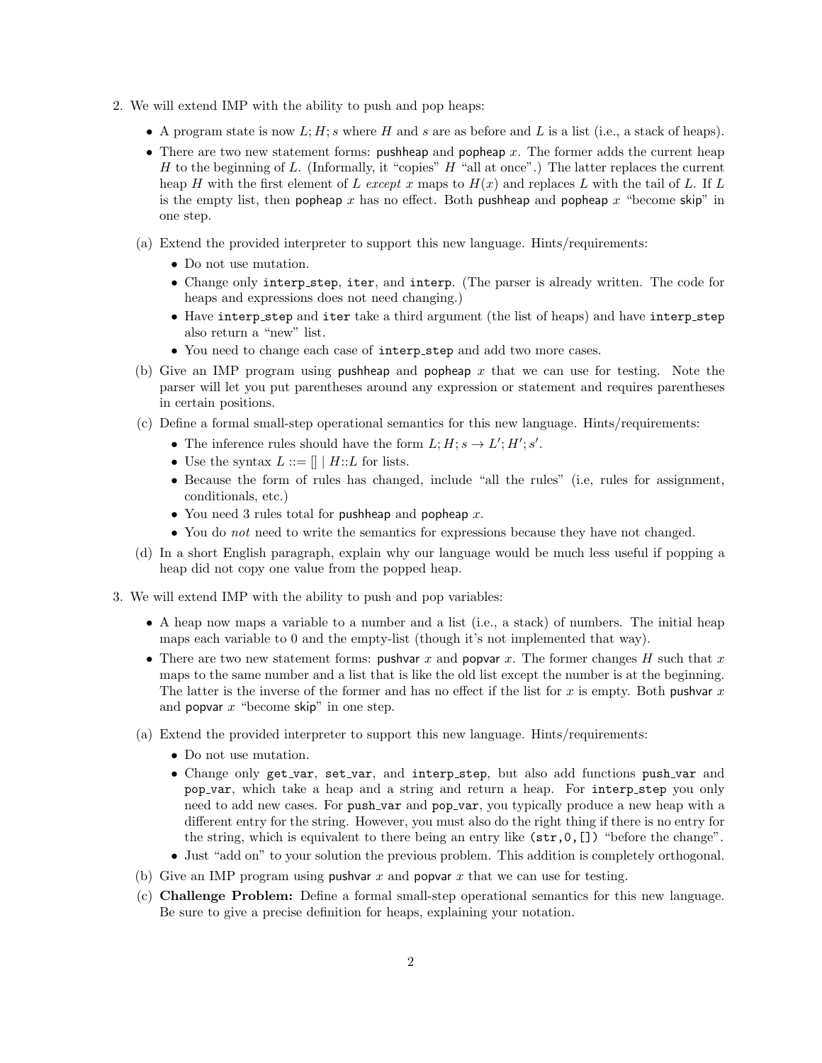2. We will extend IMP with the ability to push and pop heaps:

   - A program state is now $L; H; s$ where $H$ and $s$ are as before and $L$ is a list (i.e., a stack of heaps).
   - There are two new statement forms: pushheap and popheap $x$. The former adds the current heap $H$ to the beginning of $L$. (Informally, it "copies" $H$ "all at once".) The latter replaces the current heap $H$ with the first element of $L$ *except* $x$ maps to $H(x)$ and replaces $L$ with the tail of $L$. If $L$ is the empty list, then popheap $x$ has no effect. Both pushheap and popheap $x$ "become skip" in one step.

   (a) Extend the provided interpreter to support this new language. Hints/requirements:

   - Do not use mutation.
   - Change only `interp_step`, `iter`, and `interp`. (The parser is already written. The code for heaps and expressions does not need changing.)
   - Have `interp_step` and `iter` take a third argument (the list of heaps) and have `interp_step` also return a "new" list.
   - You need to change each case of `interp_step` and add two more cases.

   (b) Give an IMP program using pushheap and popheap $x$ that we can use for testing. Note the parser will let you put parentheses around any expression or statement and requires parentheses in certain positions.

   (c) Define a formal small-step operational semantics for this new language. Hints/requirements:

   - The inference rules should have the form $L; H; s \rightarrow L'; H'; s'$.
   - Use the syntax $L ::= [] \mid H::L$ for lists.
   - Because the form of rules has changed, include "all the rules" (i.e, rules for assignment, conditionals, etc.)
   - You need 3 rules total for pushheap and popheap $x$.
   - You do *not* need to write the semantics for expressions because they have not changed.

   (d) In a short English paragraph, explain why our language would be much less useful if popping a heap did not copy one value from the popped heap.

3. We will extend IMP with the ability to push and pop variables:

   - A heap now maps a variable to a number and a list (i.e., a stack) of numbers. The initial heap maps each variable to 0 and the empty-list (though it's not implemented that way).
   - There are two new statement forms: pushvar $x$ and popvar $x$. The former changes $H$ such that $x$ maps to the same number and a list that is like the old list except the number is at the beginning. The latter is the inverse of the former and has no effect if the list for $x$ is empty. Both pushvar $x$ and popvar $x$ "become skip" in one step.

   (a) Extend the provided interpreter to support this new language. Hints/requirements:

   - Do not use mutation.
   - Change only `get_var`, `set_var`, and `interp_step`, but also add functions `push_var` and `pop_var`, which take a heap and a string and return a heap. For `interp_step` you only need to add new cases. For `push_var` and `pop_var`, you typically produce a new heap with a different entry for the string. However, you must also do the right thing if there is no entry for the string, which is equivalent to there being an entry like `(str,0,[])` "before the change".
   - Just "add on" to your solution the previous problem. This addition is completely orthogonal.

   (b) Give an IMP program using pushvar $x$ and popvar $x$ that we can use for testing.

   (c) **Challenge Problem:** Define a formal small-step operational semantics for this new language. Be sure to give a precise definition for heaps, explaining your notation.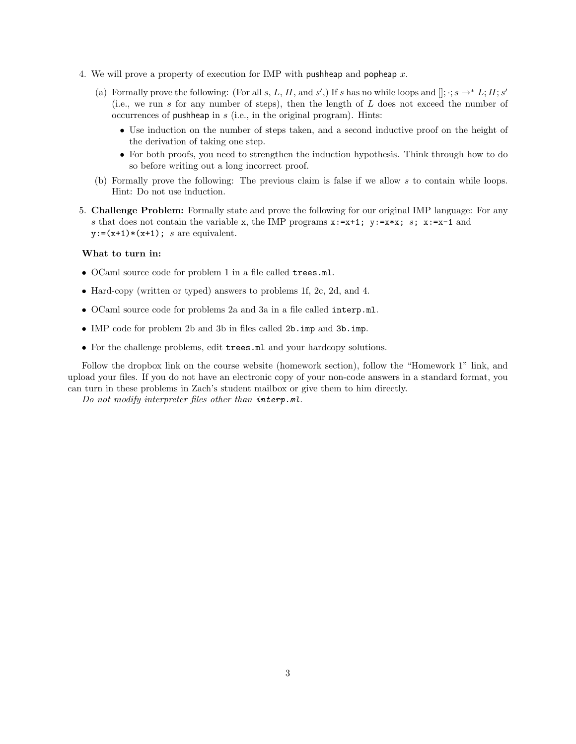4. We will prove a property of execution for IMP with pushheap and popheap $x$.

   (a) Formally prove the following: (For all $s$, $L$, $H$, and $s'$,) If $s$ has no while loops and $[]; \cdot; s \rightarrow^* L; H; s'$ (i.e., we run $s$ for any number of steps), then the length of $L$ does not exceed the number of occurrences of pushheap in $s$ (i.e., in the original program). Hints:

   - Use induction on the number of steps taken, and a second inductive proof on the height of the derivation of taking one step.
   - For both proofs, you need to strengthen the induction hypothesis. Think through how to do so before writing out a long incorrect proof.

   (b) Formally prove the following: The previous claim is false if we allow $s$ to contain while loops. Hint: Do not use induction.

5. **Challenge Problem:** Formally state and prove the following for our original IMP language: For any $s$ that does not contain the variable `x`, the IMP programs `x:=x+1; y:=x*x;` $s$`; x:=x-1` and `y:=(x+1)*(x+1);` $s$ are equivalent.

**What to turn in:**

- OCaml source code for problem 1 in a file called `trees.ml`.
- Hard-copy (written or typed) answers to problems 1f, 2c, 2d, and 4.
- OCaml source code for problems 2a and 3a in a file called `interp.ml`.
- IMP code for problem 2b and 3b in files called `2b.imp` and `3b.imp`.
- For the challenge problems, edit `trees.ml` and your hardcopy solutions.

Follow the dropbox link on the course website (homework section), follow the "Homework 1" link, and upload your files. If you do not have an electronic copy of your non-code answers in a standard format, you can turn in these problems in Zach's student mailbox or give them to him directly.

*Do not modify interpreter files other than `interp.ml`.*